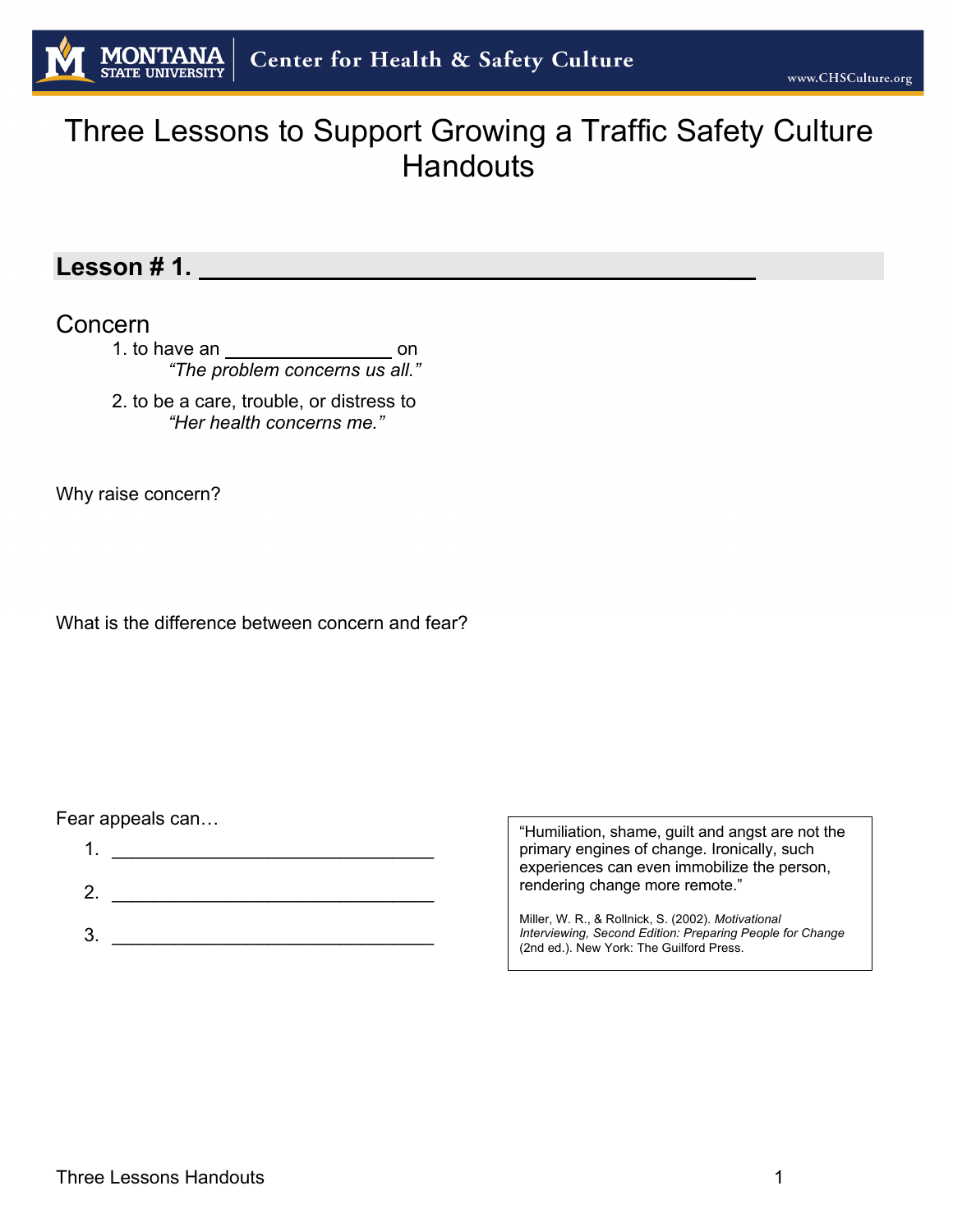# Three Lessons to Support Growing a Traffic Safety Culture Handouts

## Lesson # 1. ________________________________________

### Concern

1. to have an ______________ on
   *"The problem concerns us all."*
2. to be a care, trouble, or distress to
   *"Her health concerns me."*

Why raise concern?

What is the difference between concern and fear?

Fear appeals can…

1. ______________________________
2. ______________________________
3. ______________________________

> "Humiliation, shame, guilt and angst are not the primary engines of change. Ironically, such experiences can even immobilize the person, rendering change more remote."
>
> Miller, W. R., & Rollnick, S. (2002). *Motivational Interviewing, Second Edition: Preparing People for Change* (2nd ed.). New York: The Guilford Press.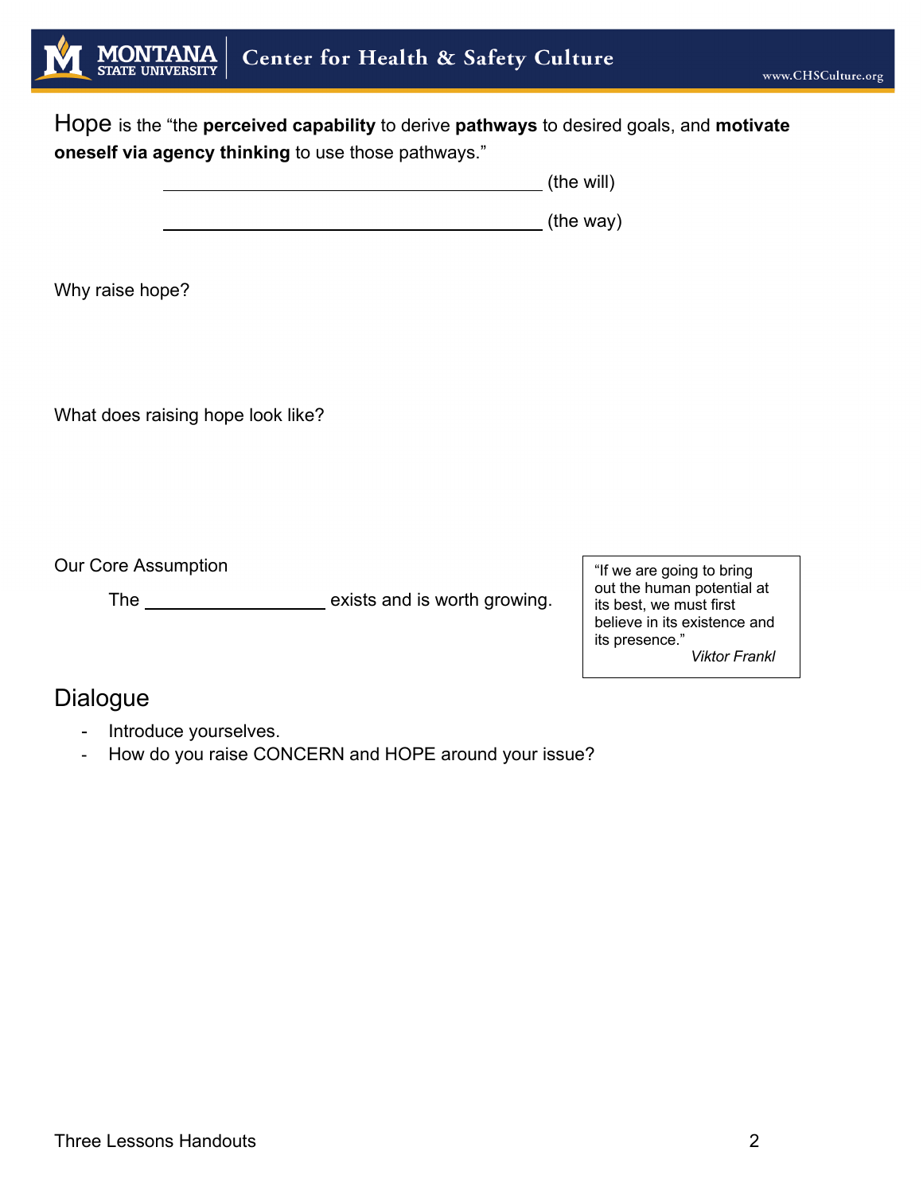Hope is the "the **perceived capability** to derive **pathways** to desired goals, and **motivate oneself via agency thinking** to use those pathways."

_______________________________________ (the will)

_______________________________________ (the way)

Why raise hope?

What does raising hope look like?

Our Core Assumption

The ________________ exists and is worth growing.

> "If we are going to bring out the human potential at its best, we must first believe in its existence and its presence."
> *Viktor Frankl*

## Dialogue

- Introduce yourselves.
- How do you raise CONCERN and HOPE around your issue?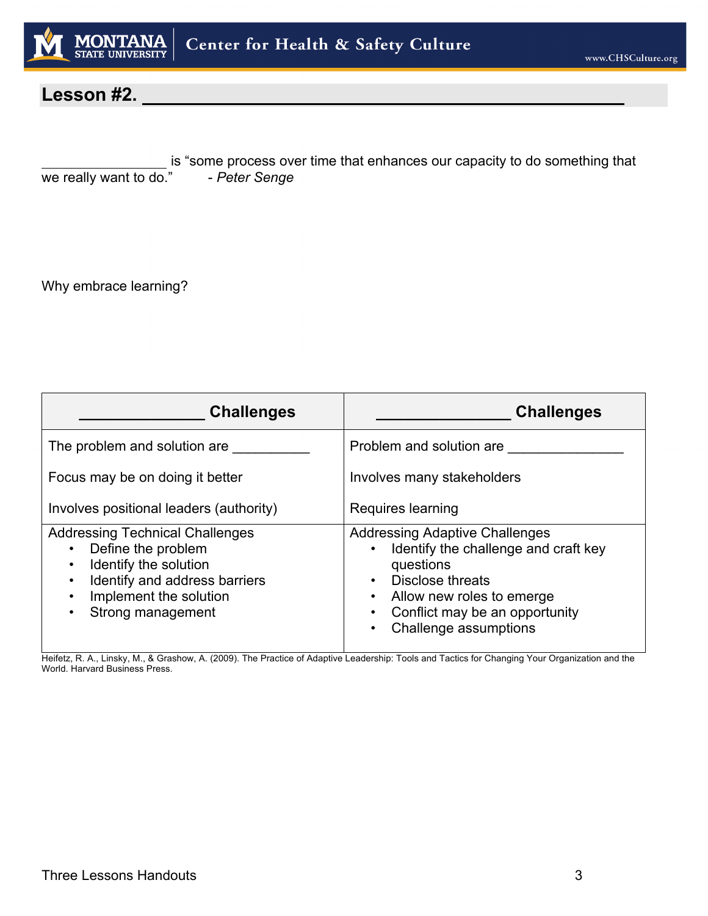## Lesson #2. ______________________________________________

________________ is "some process over time that enhances our capacity to do something that we really want to do." - *Peter Senge*

Why embrace learning?

| ______________ Challenges | _______________ Challenges |
|---|---|
| The problem and solution are __________<br><br>Focus may be on doing it better<br><br>Involves positional leaders (authority) | Problem and solution are ______________<br><br>Involves many stakeholders<br><br>Requires learning |
| Addressing Technical Challenges<br>• Define the problem<br>• Identify the solution<br>• Identify and address barriers<br>• Implement the solution<br>• Strong management | Addressing Adaptive Challenges<br>• Identify the challenge and craft key questions<br>• Disclose threats<br>• Allow new roles to emerge<br>• Conflict may be an opportunity<br>• Challenge assumptions |

Heifetz, R. A., Linsky, M., & Grashow, A. (2009). The Practice of Adaptive Leadership: Tools and Tactics for Changing Your Organization and the World. Harvard Business Press.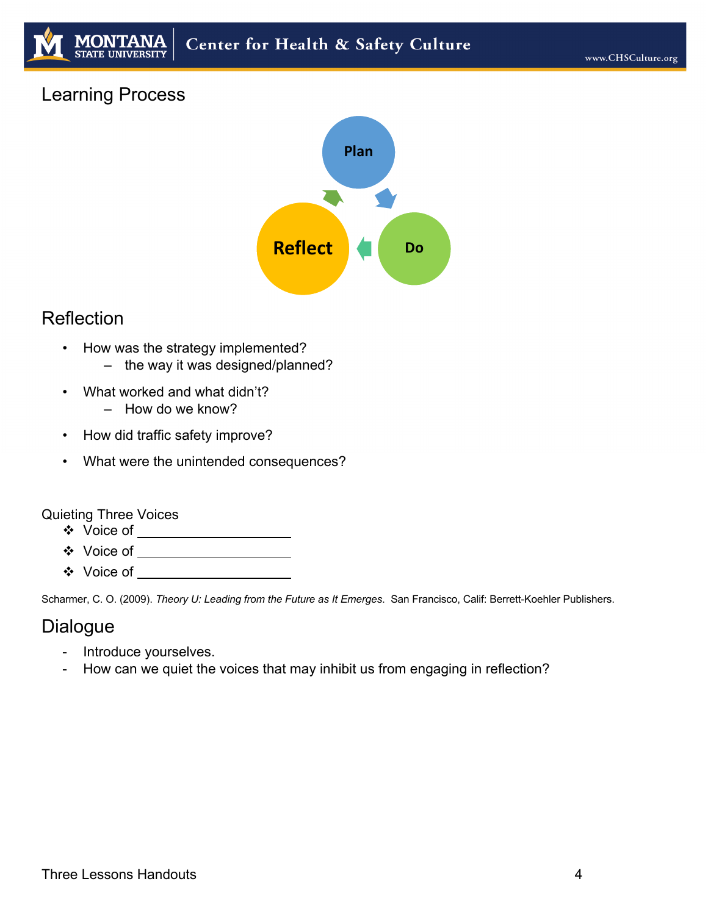## Learning Process

Plan → Do → Reflect

## Reflection

- How was the strategy implemented?
  - the way it was designed/planned?
- What worked and what didn't?
  - How do we know?
- How did traffic safety improve?
- What were the unintended consequences?

Quieting Three Voices

- ❖ Voice of ____________________
- ❖ Voice of ____________________
- ❖ Voice of ____________________

Scharmer, C. O. (2009). *Theory U: Leading from the Future as It Emerges*. San Francisco, Calif: Berrett-Koehler Publishers.

## Dialogue

- Introduce yourselves.
- How can we quiet the voices that may inhibit us from engaging in reflection?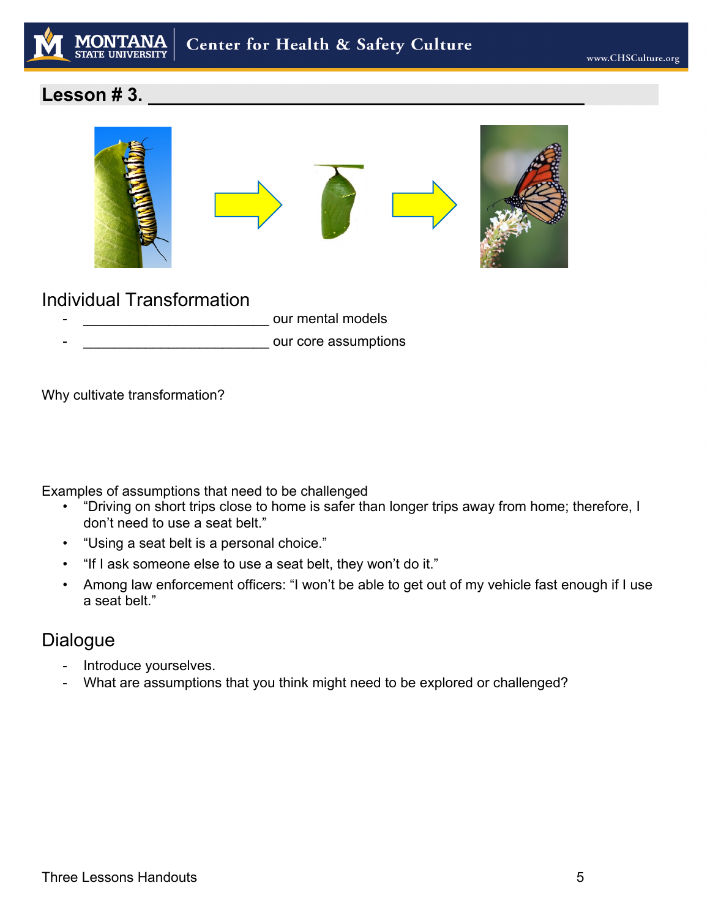## Lesson # 3. ________________________________________

### Individual Transformation

- ________________________ our mental models
- ________________________ our core assumptions

Why cultivate transformation?

Examples of assumptions that need to be challenged

- "Driving on short trips close to home is safer than longer trips away from home; therefore, I don't need to use a seat belt."
- "Using a seat belt is a personal choice."
- "If I ask someone else to use a seat belt, they won't do it."
- Among law enforcement officers: "I won't be able to get out of my vehicle fast enough if I use a seat belt."

### Dialogue

- Introduce yourselves.
- What are assumptions that you think might need to be explored or challenged?